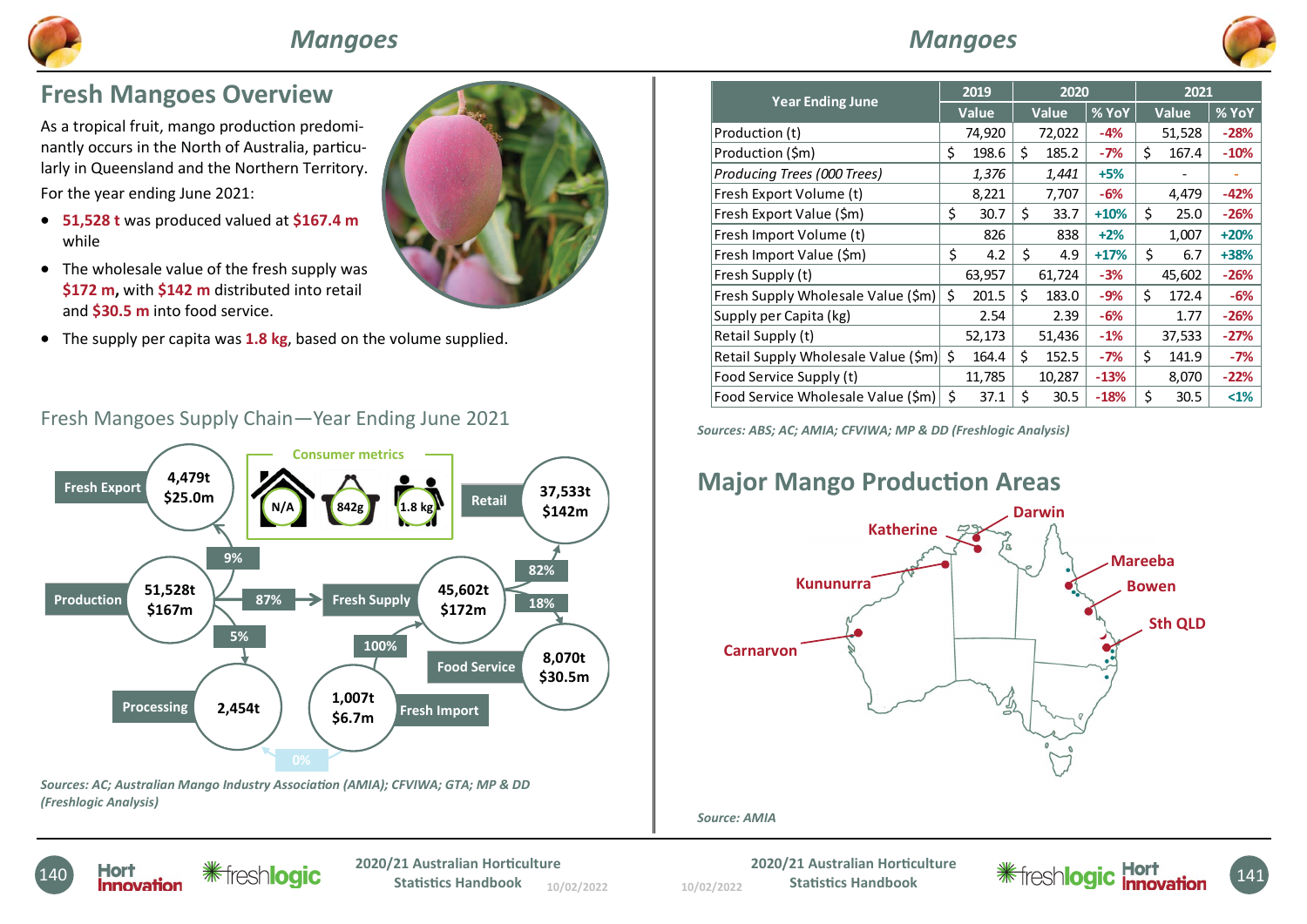# Fresh Mangoes Overview

As a tropical fruit, mango production predominantly occurs in the North of Australia, particularly in Queensland and the Northern Territory.

For the year ending June 2021:

- **51,528 t** was produced valued at **$167.4 m** while
- The wholesale value of the fresh supply was **$172 m,** with **$142 m** distributed into retail and **$30.5 m** into food service.
- The supply per capita was **1.8 kg**, based on the volume supplied.

## Fresh Mangoes Supply Chain—Year Ending June 2021

Consumer metrics: N/A; 842g; 1.8 kg

- Production: 51,528t, $167m
  - 9% → Fresh Export: 4,479t, $25.0m
  - 87% → Fresh Supply: 45,602t, $172m
  - 5% → Processing: 2,454t
- Fresh Import: 1,007t, $6.7m
  - 100% → Fresh Supply
  - 0% → Processing
- Fresh Supply: 45,602t, $172m
  - 82% → Retail: 37,533t, $142m
  - 18% → Food Service: 8,070t, $30.5m

*Sources: AC; Australian Mango Industry Association (AMIA); CFVIWA; GTA; MP & DD (Freshlogic Analysis)*

| Year Ending June | 2019 | 2020 | | 2021 | |
|---|---|---|---|---|---|
| | Value | Value | % YoY | Value | % YoY |
| Production (t) | 74,920 | 72,022 | -4% | 51,528 | -28% |
| Production ($m) | $ 198.6 | $ 185.2 | -7% | $ 167.4 | -10% |
| *Producing Trees (000 Trees)* | *1,376* | *1,441* | +5% | - | - |
| Fresh Export Volume (t) | 8,221 | 7,707 | -6% | 4,479 | -42% |
| Fresh Export Value ($m) | $ 30.7 | $ 33.7 | +10% | $ 25.0 | -26% |
| Fresh Import Volume (t) | 826 | 838 | +2% | 1,007 | +20% |
| Fresh Import Value ($m) | $ 4.2 | $ 4.9 | +17% | $ 6.7 | +38% |
| Fresh Supply (t) | 63,957 | 61,724 | -3% | 45,602 | -26% |
| Fresh Supply Wholesale Value ($m) | $ 201.5 | $ 183.0 | -9% | $ 172.4 | -6% |
| Supply per Capita (kg) | 2.54 | 2.39 | -6% | 1.77 | -26% |
| Retail Supply (t) | 52,173 | 51,436 | -1% | 37,533 | -27% |
| Retail Supply Wholesale Value ($m) | $ 164.4 | $ 152.5 | -7% | $ 141.9 | -7% |
| Food Service Supply (t) | 11,785 | 10,287 | -13% | 8,070 | -22% |
| Food Service Wholesale Value ($m) | $ 37.1 | $ 30.5 | -18% | $ 30.5 | <1% |

*Sources: ABS; AC; AMIA; CFVIWA; MP & DD (Freshlogic Analysis)*

# Major Mango Production Areas

Darwin, Katherine, Kununurra, Carnarvon, Mareeba, Bowen, Sth QLD

*Source: AMIA*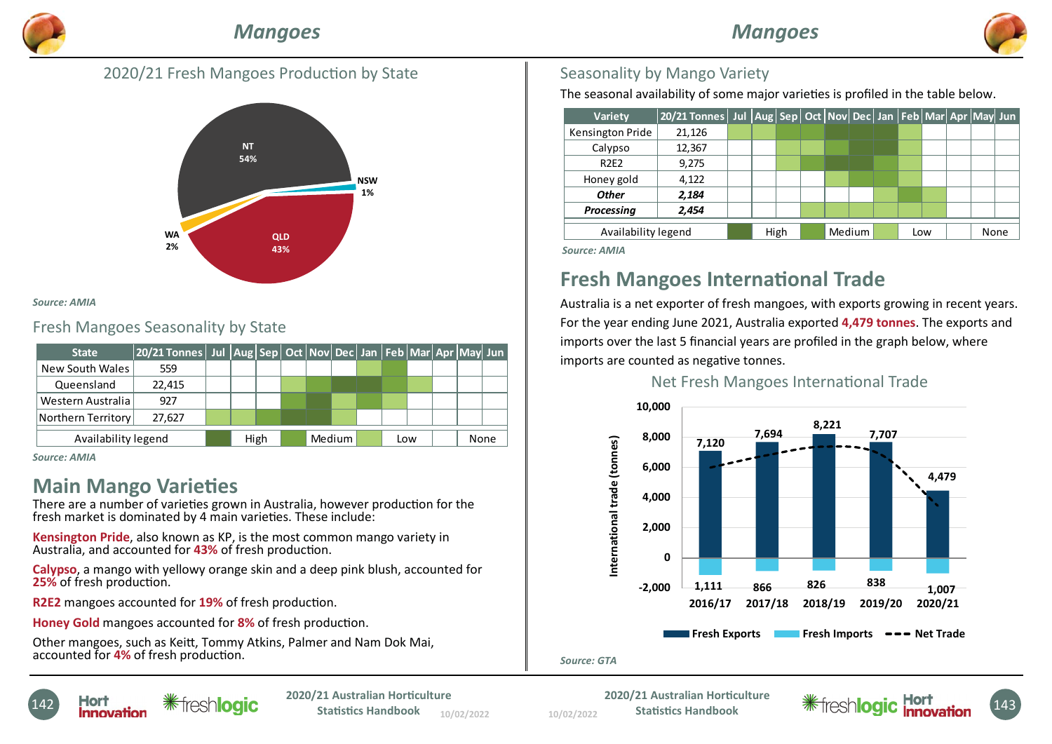# Mangoes

## 2020/21 Fresh Mangoes Production by State

| State | Share |
|---|---|
| NT | 54% |
| QLD | 43% |
| WA | 2% |
| NSW | 1% |

*Source: AMIA*

## Fresh Mangoes Seasonality by State

| State | 20/21 Tonnes | Jul | Aug | Sep | Oct | Nov | Dec | Jan | Feb | Mar | Apr | May | Jun |
|---|---|---|---|---|---|---|---|---|---|---|---|---|---|
| New South Wales | 559 | | | | | | | Low | Medium | | | | |
| Queensland | 22,415 | | | | Low | Medium | High | High | Medium | Low | | | |
| Western Australia | 927 | | | | Medium | High | Low | Medium | Low | | | | |
| Northern Territory | 27,627 | Low | Low | Medium | High | High | Low | | | | | | |

Availability legend: High, Medium, Low, None

*Source: AMIA*

# Main Mango Varieties

There are a number of varieties grown in Australia, however production for the fresh market is dominated by 4 main varieties. These include:

**Kensington Pride**, also known as KP, is the most common mango variety in Australia, and accounted for **43%** of fresh production.

**Calypso**, a mango with yellowy orange skin and a deep pink blush, accounted for **25%** of fresh production.

**R2E2** mangoes accounted for **19%** of fresh production.

**Honey Gold** mangoes accounted for **8%** of fresh production.

Other mangoes, such as Keitt, Tommy Atkins, Palmer and Nam Dok Mai, accounted for **4%** of fresh production.

## Seasonality by Mango Variety

The seasonal availability of some major varieties is profiled in the table below.

| Variety | 20/21 Tonnes | Jul | Aug | Sep | Oct | Nov | Dec | Jan | Feb | Mar | Apr | May | Jun |
|---|---|---|---|---|---|---|---|---|---|---|---|---|---|
| Kensington Pride | 21,126 | Low | Low | Medium | Medium | High | High | High | Low | | | | |
| Calypso | 12,367 | | | Low | Low | Medium | High | High | Low | | | | |
| R2E2 | 9,275 | | | Low | Medium | High | High | Medium | Low | | | | |
| Honey gold | 4,122 | | | | | Low | Medium | Medium | Low | | | | |
| *Other* | *2,184* | | | | | | | Low | Medium | Low | | | |
| *Processing* | *2,454* | | | | Low | Low | Low | Low | Low | Low | | | |

Availability legend: High, Medium, Low, None

*Source: AMIA*

# Fresh Mangoes International Trade

Australia is a net exporter of fresh mangoes, with exports growing in recent years. For the year ending June 2021, Australia exported **4,479 tonnes**. The exports and imports over the last 5 financial years are profiled in the graph below, where imports are counted as negative tonnes.

## Net Fresh Mangoes International Trade

| International trade (tonnes) | 2016/17 | 2017/18 | 2018/19 | 2019/20 | 2020/21 |
|---|---|---|---|---|---|
| Fresh Exports | 7,120 | 7,694 | 8,221 | 7,707 | 4,479 |
| Fresh Imports | 1,111 | 866 | 826 | 838 | 1,007 |

Legend: Fresh Exports, Fresh Imports, Net Trade

*Source: GTA*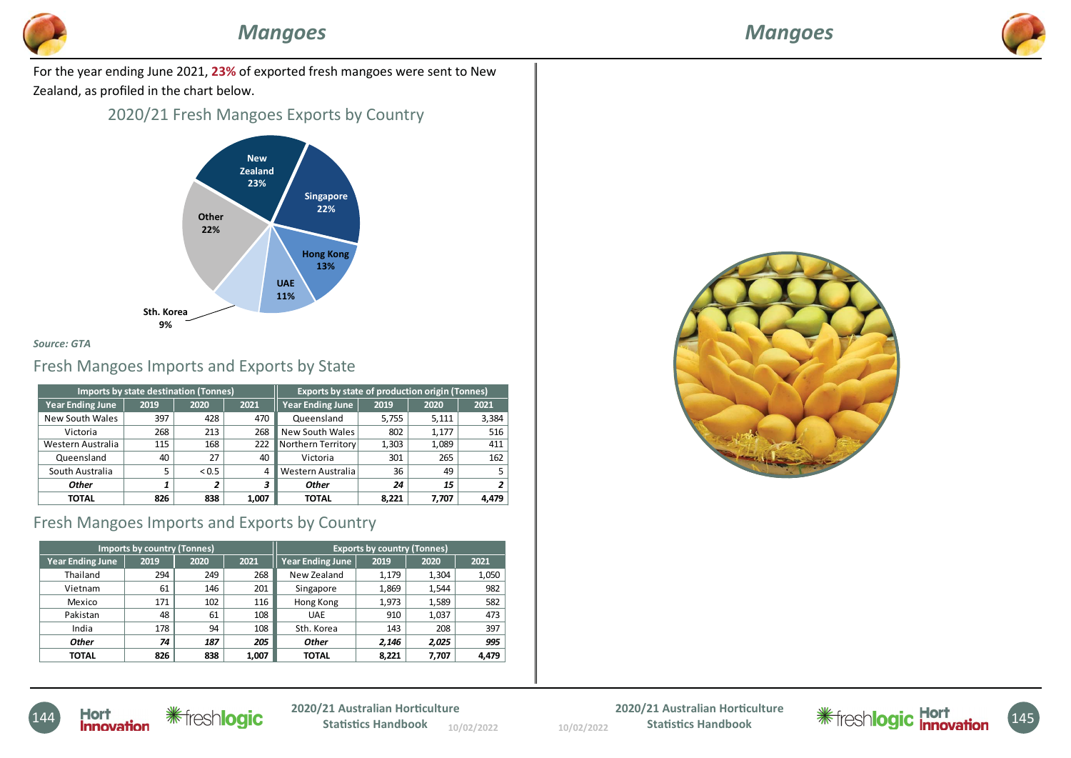# Mangoes

For the year ending June 2021, **23%** of exported fresh mangoes were sent to New Zealand, as profiled in the chart below.

## 2020/21 Fresh Mangoes Exports by Country

New Zealand 23%
Singapore 22%
Hong Kong 13%
UAE 11%
Sth. Korea 9%
Other 22%

*Source: GTA*

## Fresh Mangoes Imports and Exports by State

| Imports by state destination (Tonnes) | | | | Exports by state of production origin (Tonnes) | | | |
|---|---|---|---|---|---|---|---|
| Year Ending June | 2019 | 2020 | 2021 | Year Ending June | 2019 | 2020 | 2021 |
| New South Wales | 397 | 428 | 470 | Queensland | 5,755 | 5,111 | 3,384 |
| Victoria | 268 | 213 | 268 | New South Wales | 802 | 1,177 | 516 |
| Western Australia | 115 | 168 | 222 | Northern Territory | 1,303 | 1,089 | 411 |
| Queensland | 40 | 27 | 40 | Victoria | 301 | 265 | 162 |
| South Australia | 5 | < 0.5 | 4 | Western Australia | 36 | 49 | 5 |
| *Other* | *1* | *2* | *3* | *Other* | *24* | *15* | *2* |
| **TOTAL** | **826** | **838** | **1,007** | **TOTAL** | **8,221** | **7,707** | **4,479** |

## Fresh Mangoes Imports and Exports by Country

| Imports by country (Tonnes) | | | | Exports by country (Tonnes) | | | |
|---|---|---|---|---|---|---|---|
| Year Ending June | 2019 | 2020 | 2021 | Year Ending June | 2019 | 2020 | 2021 |
| Thailand | 294 | 249 | 268 | New Zealand | 1,179 | 1,304 | 1,050 |
| Vietnam | 61 | 146 | 201 | Singapore | 1,869 | 1,544 | 982 |
| Mexico | 171 | 102 | 116 | Hong Kong | 1,973 | 1,589 | 582 |
| Pakistan | 48 | 61 | 108 | UAE | 910 | 1,037 | 473 |
| India | 178 | 94 | 108 | Sth. Korea | 143 | 208 | 397 |
| *Other* | *74* | *187* | *205* | *Other* | *2,146* | *2,025* | *995* |
| **TOTAL** | **826** | **838** | **1,007** | **TOTAL** | **8,221** | **7,707** | **4,479** |